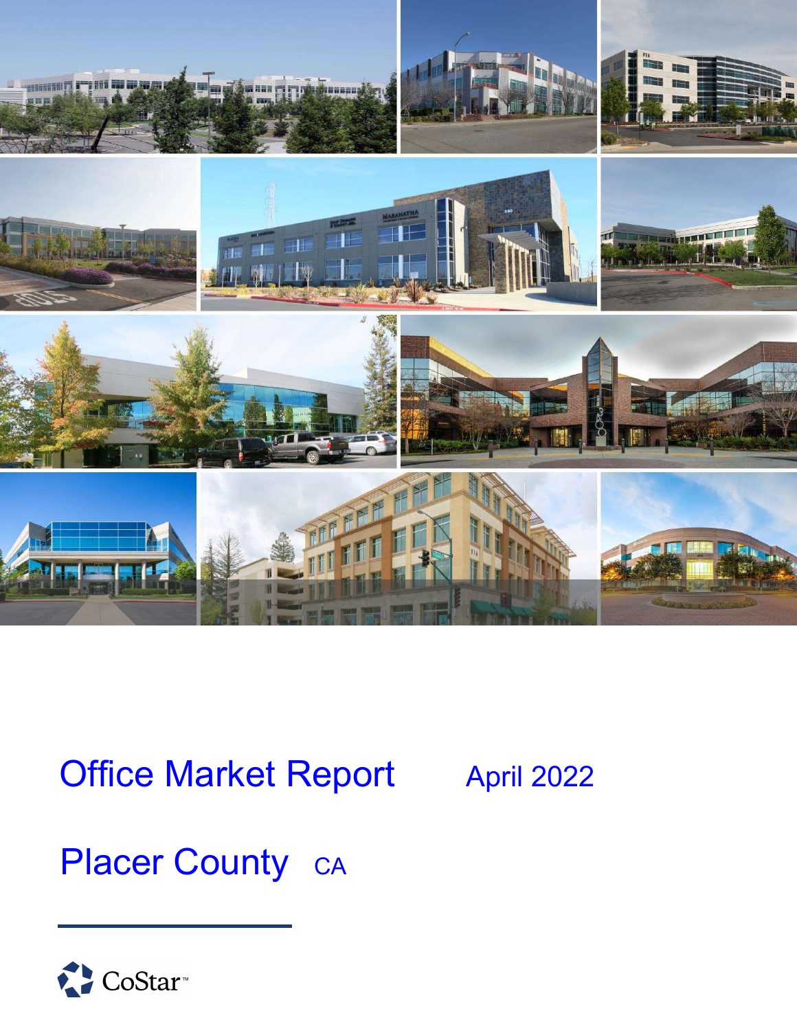# Office Market Report

April 2022

## Placer County CA

CoStar™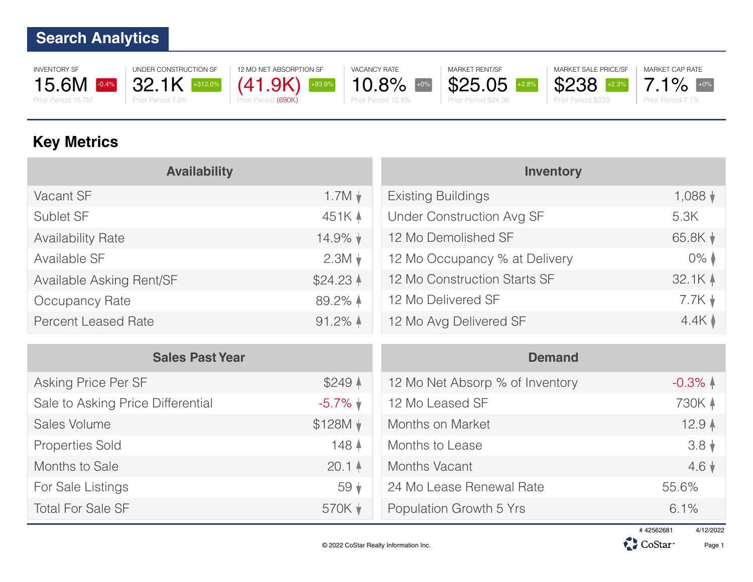# Search Analytics

| INVENTORY SF | UNDER CONSTRUCTION SF | 12 MO NET ABSORPTION SF | VACANCY RATE | MARKET RENT/SF | MARKET SALE PRICE/SF | MARKET CAP RATE |
|---|---|---|---|---|---|---|
| 15.6M -0.4% | 32.1K +312.0% | (41.9K) +93.9% | 10.8% +0% | $25.05 +2.8% | $238 +2.3% | 7.1% +0% |
| Prior Period 15.7M | Prior Period 7.8K | Prior Period (690K) | Prior Period 10.8% | Prior Period $24.36 | Prior Period $233 | Prior Period 7.1% |

## Key Metrics

| Availability | |
|---|---|
| Vacant SF | 1.7M ↓ |
| Sublet SF | 451K ↑ |
| Availability Rate | 14.9% ↓ |
| Available SF | 2.3M ↓ |
| Available Asking Rent/SF | $24.23 ↑ |
| Occupancy Rate | 89.2% ↑ |
| Percent Leased Rate | 91.2% ↑ |

| Inventory | |
|---|---|
| Existing Buildings | 1,088 ↓ |
| Under Construction Avg SF | 5.3K |
| 12 Mo Demolished SF | 65.8K ↓ |
| 12 Mo Occupancy % at Delivery | 0% ↕ |
| 12 Mo Construction Starts SF | 32.1K ↑ |
| 12 Mo Delivered SF | 7.7K ↓ |
| 12 Mo Avg Delivered SF | 4.4K ↕ |

| Sales Past Year | |
|---|---|
| Asking Price Per SF | $249 ↑ |
| Sale to Asking Price Differential | -5.7% ↓ |
| Sales Volume | $128M ↓ |
| Properties Sold | 148 ↑ |
| Months to Sale | 20.1 ↑ |
| For Sale Listings | 59 ↓ |
| Total For Sale SF | 570K ↓ |

| Demand | |
|---|---|
| 12 Mo Net Absorp % of Inventory | -0.3% ↑ |
| 12 Mo Leased SF | 730K ↑ |
| Months on Market | 12.9 ↑ |
| Months to Lease | 3.8 ↓ |
| Months Vacant | 4.6 ↓ |
| 24 Mo Lease Renewal Rate | 55.6% |
| Population Growth 5 Yrs | 6.1% |

# 42562681 4/12/2022

© 2022 CoStar Realty Information Inc.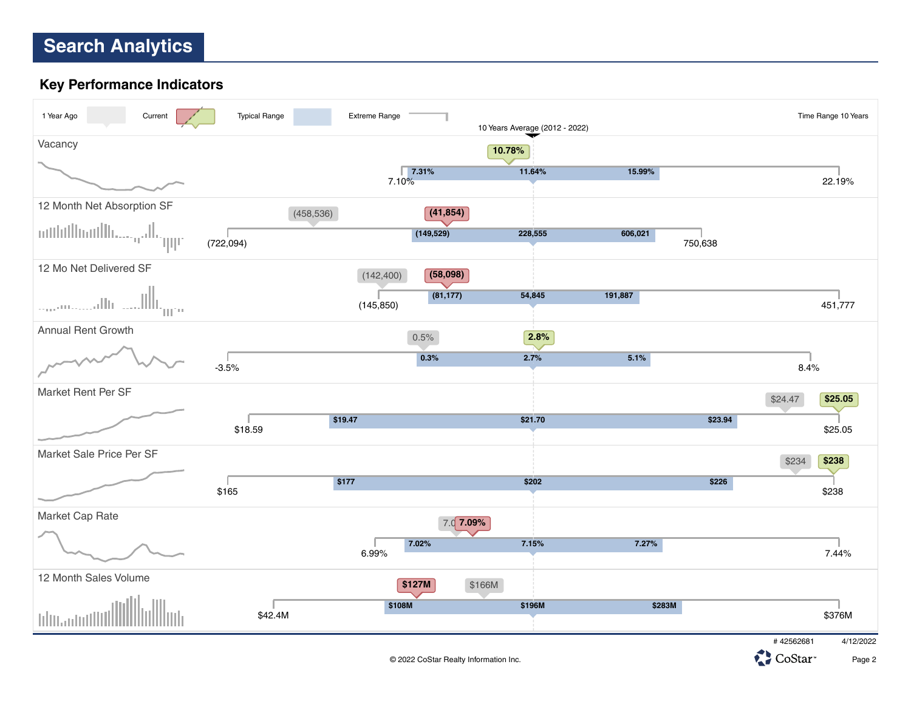# Search Analytics

## Key Performance Indicators

1 Year Ago | Current | Typical Range | Extreme Range | Time Range 10 Years

10 Years Average (2012 - 2022)

| Indicator | Extreme Low | Typical Low | 10 Years Average | Typical High | Extreme High | 1 Year Ago | Current |
|---|---|---|---|---|---|---|---|
| Vacancy | 7.10% | 7.31% | 11.64% | 15.99% | 22.19% | | 10.78% |
| 12 Month Net Absorption SF | (722,094) | (149,529) | 228,555 | 606,021 | 750,638 | (458,536) | (41,854) |
| 12 Mo Net Delivered SF | (145,850) | (81,177) | 54,845 | 191,887 | 451,777 | (142,400) | (58,098) |
| Annual Rent Growth | -3.5% | 0.3% | 2.7% | 5.1% | 8.4% | 0.5% | 2.8% |
| Market Rent Per SF | $18.59 | $19.47 | $21.70 | $23.94 | $25.05 | $24.47 | $25.05 |
| Market Sale Price Per SF | $165 | $177 | $202 | $226 | $238 | $234 | $238 |
| Market Cap Rate | 6.99% | 7.02% | 7.15% | 7.27% | 7.44% | 7.0 | 7.09% |
| 12 Month Sales Volume | $42.4M | $108M | $196M | $283M | $376M | $166M | $127M |

# 42562681 4/12/2022

© 2022 CoStar Realty Information Inc.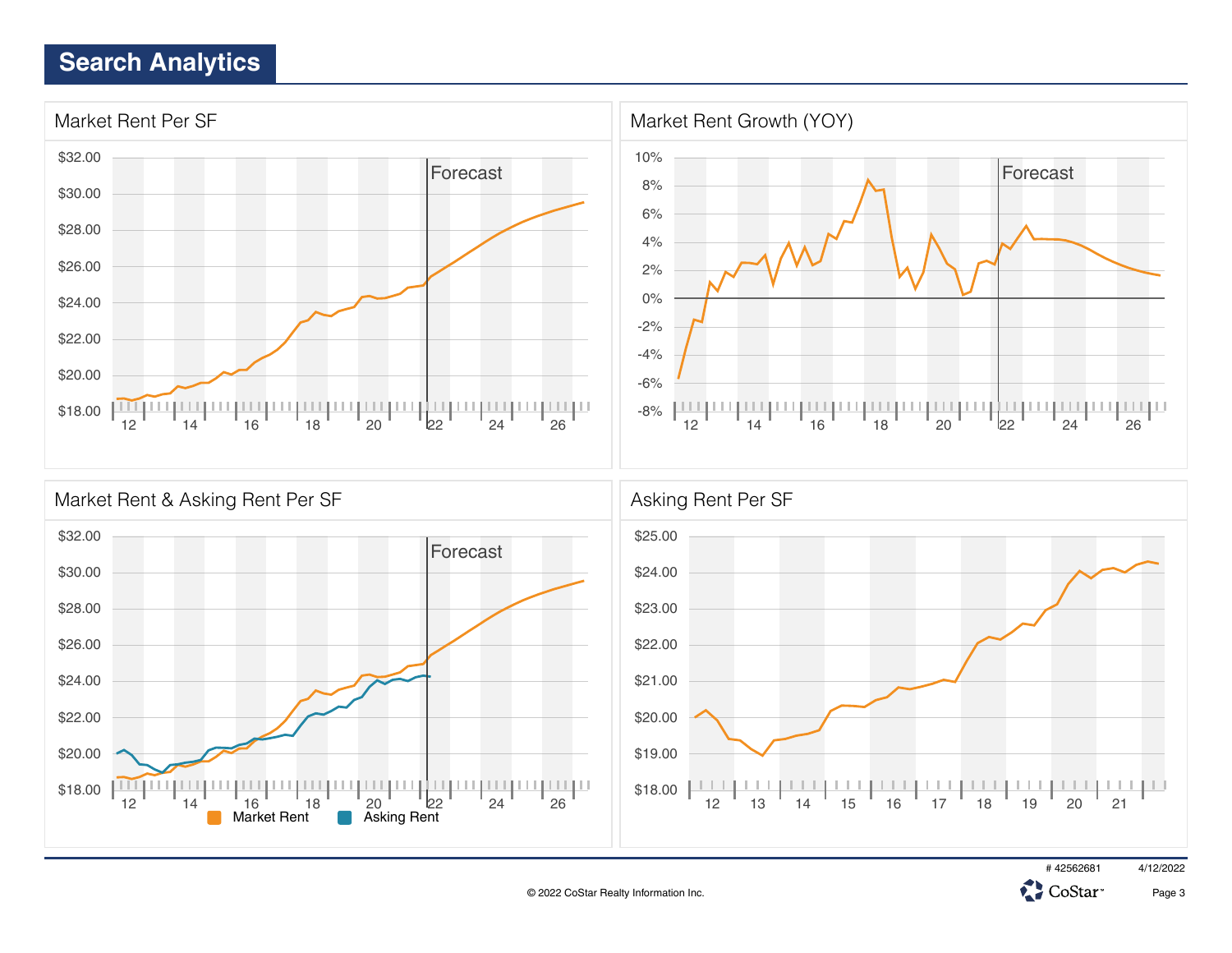## Search Analytics

### Market Rent Per SF

$32.00, $30.00, $28.00, $26.00, $24.00, $22.00, $20.00, $18.00

Forecast

12, 14, 16, 18, 20, 22, 24, 26

### Market Rent Growth (YOY)

10%, 8%, 6%, 4%, 2%, 0%, -2%, -4%, -6%, -8%

Forecast

12, 14, 16, 18, 20, 22, 24, 26

### Market Rent & Asking Rent Per SF

$32.00, $30.00, $28.00, $26.00, $24.00, $22.00, $20.00, $18.00

Forecast

12, 14, 16, 18, 20, 22, 24, 26

Market Rent    Asking Rent

### Asking Rent Per SF

$25.00, $24.00, $23.00, $22.00, $21.00, $20.00, $19.00, $18.00

12, 13, 14, 15, 16, 17, 18, 19, 20, 21

# 42562681    4/12/2022

© 2022 CoStar Realty Information Inc.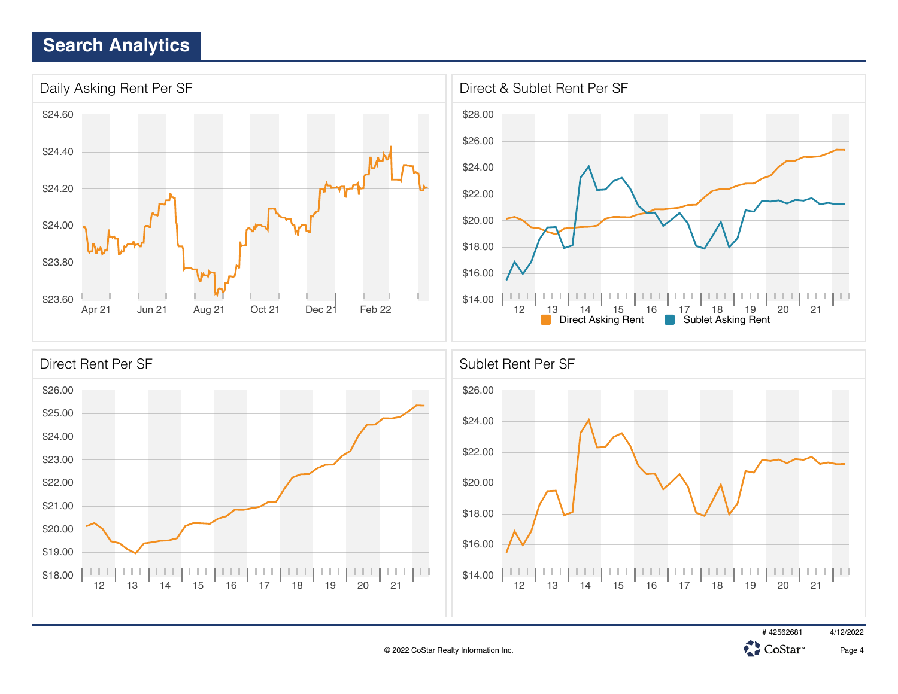## Search Analytics

### Daily Asking Rent Per SF

$24.60
$24.40
$24.20
$24.00
$23.80
$23.60

Apr 21 | Jun 21 | Aug 21 | Oct 21 | Dec 21 | Feb 22

### Direct & Sublet Rent Per SF

$28.00
$26.00
$24.00
$22.00
$20.00
$18.00
$16.00
$14.00

12 | 13 | 14 | 15 | 16 | 17 | 18 | 19 | 20 | 21

Direct Asking Rent | Sublet Asking Rent

### Direct Rent Per SF

$26.00
$25.00
$24.00
$23.00
$22.00
$21.00
$20.00
$19.00
$18.00

12 | 13 | 14 | 15 | 16 | 17 | 18 | 19 | 20 | 21

### Sublet Rent Per SF

$26.00
$24.00
$22.00
$20.00
$18.00
$16.00
$14.00

12 | 13 | 14 | 15 | 16 | 17 | 18 | 19 | 20 | 21

# 42562681 4/12/2022

© 2022 CoStar Realty Information Inc.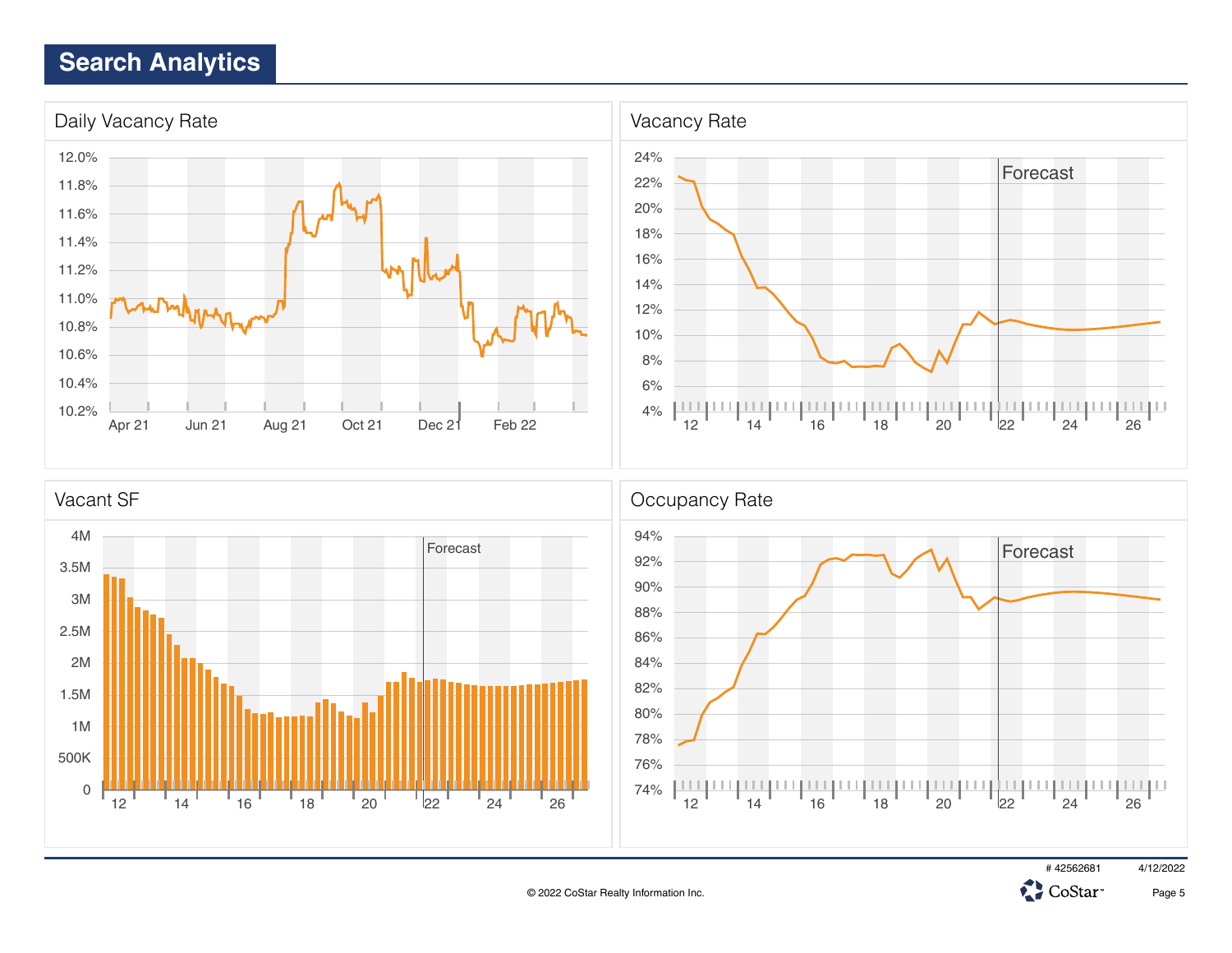# Search Analytics

## Daily Vacancy Rate

12.0%
11.8%
11.6%
11.4%
11.2%
11.0%
10.8%
10.6%
10.4%
10.2%

Apr 21 Jun 21 Aug 21 Oct 21 Dec 21 Feb 22

## Vacancy Rate

24%
22%
20%
18%
16%
14%
12%
10%
8%
6%
4%

Forecast

12 14 16 18 20 22 24 26

## Vacant SF

4M
3.5M
3M
2.5M
2M
1.5M
1M
500K
0

Forecast

12 14 16 18 20 22 24 26

## Occupancy Rate

94%
92%
90%
88%
86%
84%
82%
80%
78%
76%
74%

Forecast

12 14 16 18 20 22 24 26

# 42562681 4/12/2022

© 2022 CoStar Realty Information Inc.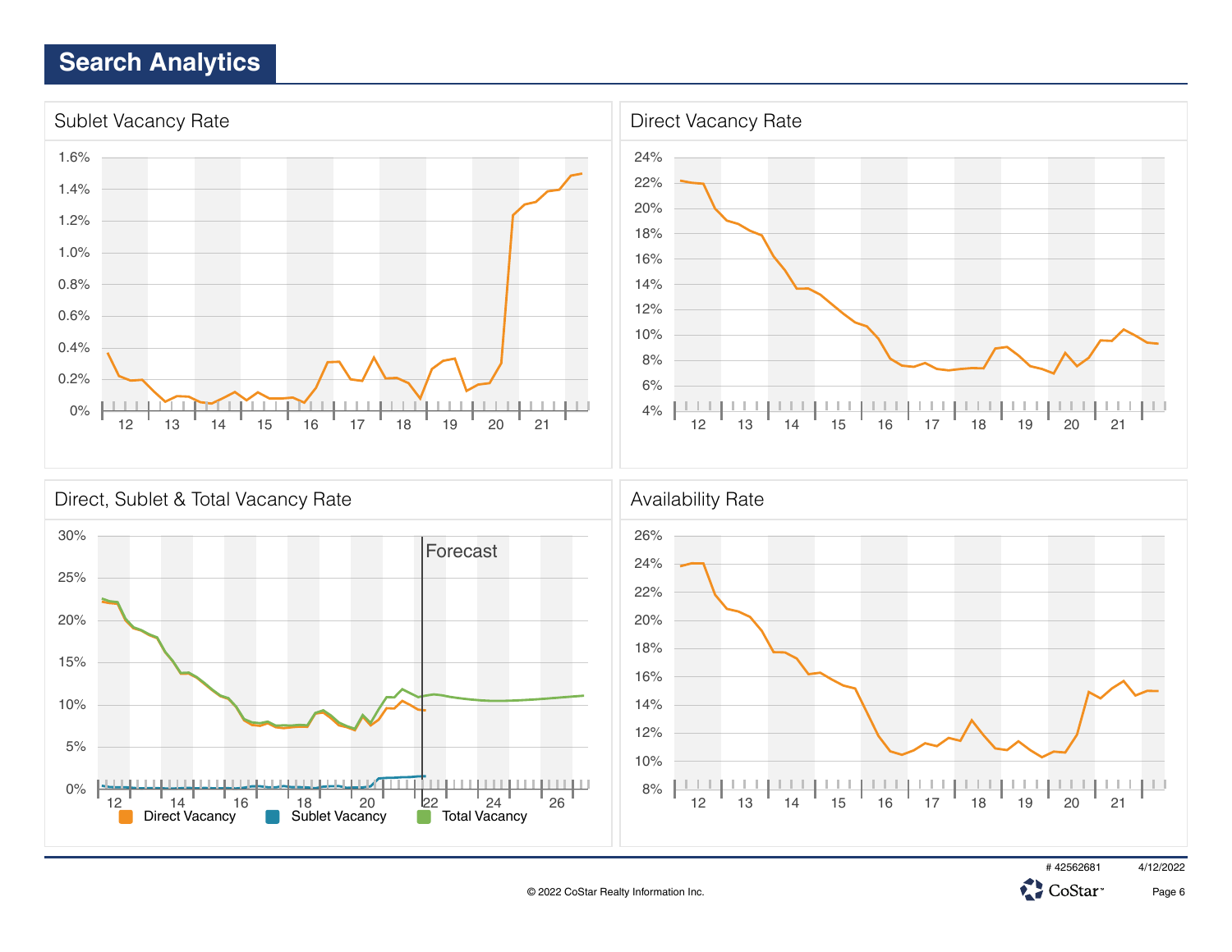# Search Analytics

## Sublet Vacancy Rate

## Direct Vacancy Rate

## Direct, Sublet & Total Vacancy Rate

Forecast

Direct Vacancy | Sublet Vacancy | Total Vacancy

## Availability Rate

© 2022 CoStar Realty Information Inc.

\# 42562681 4/12/2022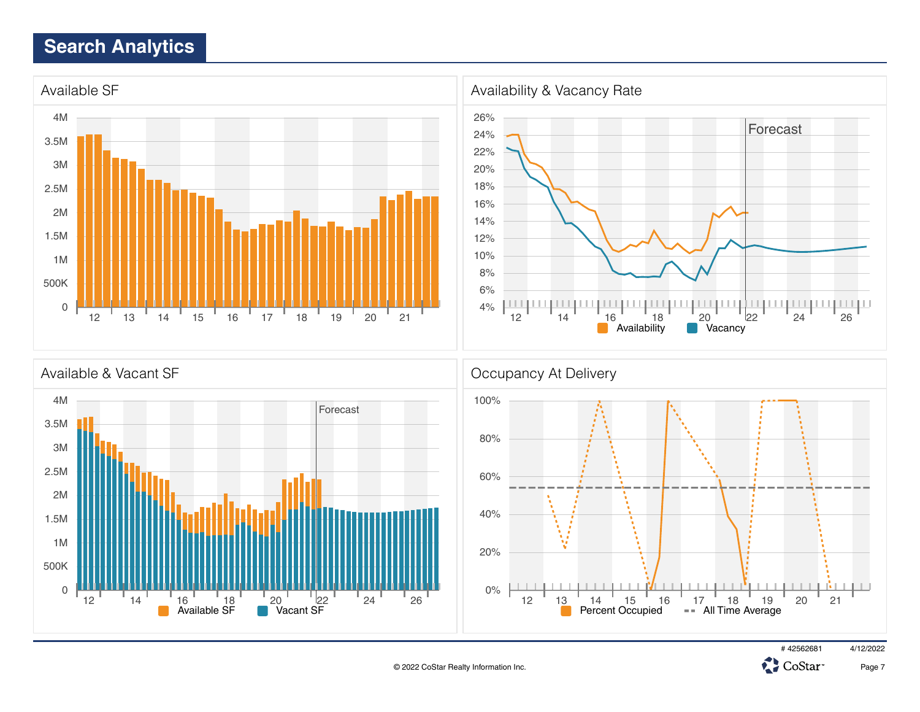# Search Analytics

## Available SF

4M
3.5M
3M
2.5M
2M
1.5M
1M
500K
0

12 13 14 15 16 17 18 19 20 21

## Availability & Vacancy Rate

26%
24%
22%
20%
18%
16%
14%
12%
10%
8%
6%
4%

Forecast

12 14 16 18 20 22 24 26

Availability Vacancy

## Available & Vacant SF

4M
3.5M
3M
2.5M
2M
1.5M
1M
500K
0

Forecast

12 14 16 18 20 22 24 26

Available SF Vacant SF

## Occupancy At Delivery

100%
80%
60%
40%
20%
0%

12 13 14 15 16 17 18 19 20 21

Percent Occupied All Time Average

# 42562681 4/12/2022

© 2022 CoStar Realty Information Inc.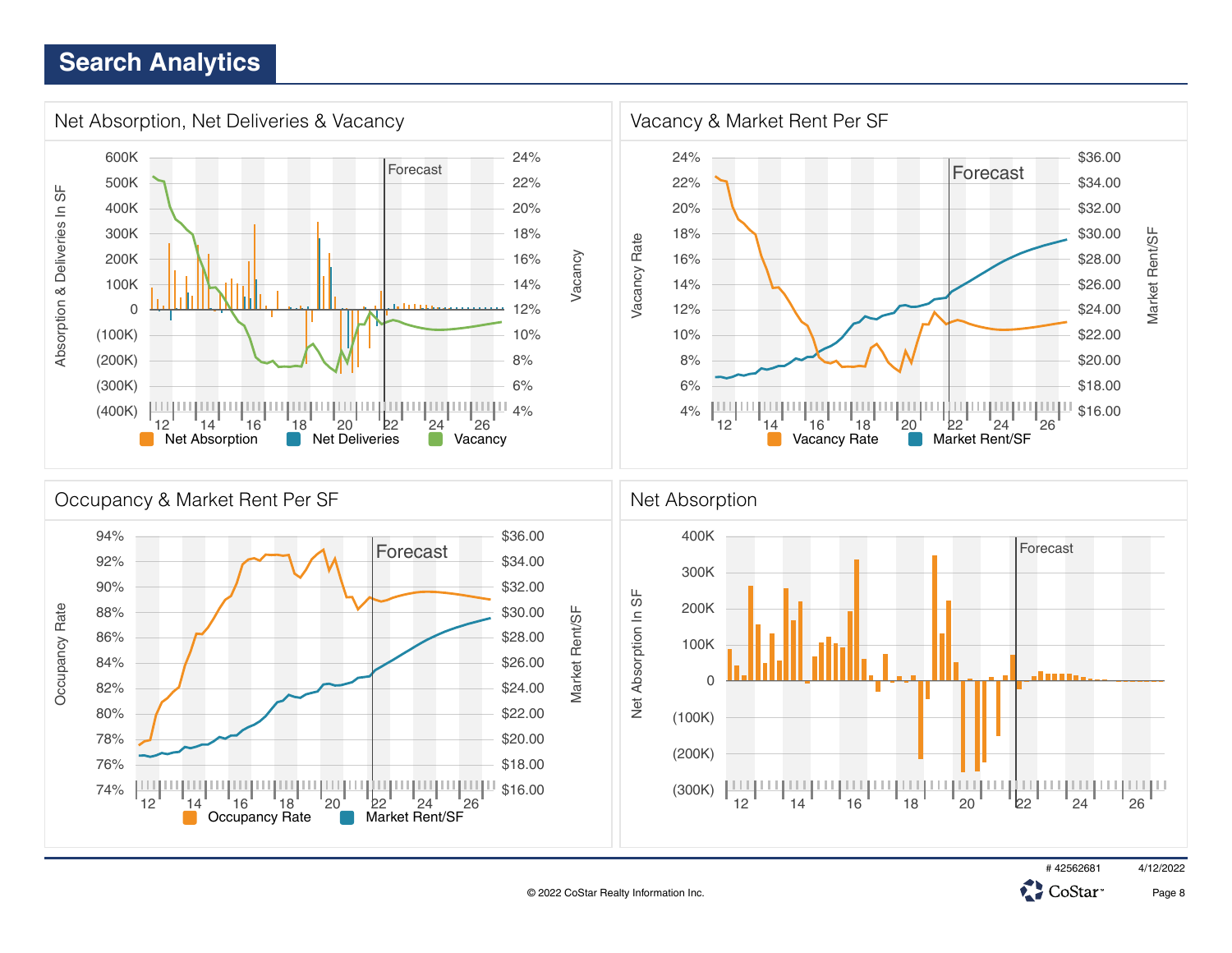# Search Analytics

## Net Absorption, Net Deliveries & Vacancy

Absorption & Deliveries In SF: 600K, 500K, 400K, 300K, 200K, 100K, 0, (100K), (200K), (300K), (400K)

Vacancy: 24%, 22%, 20%, 18%, 16%, 14%, 12%, 10%, 8%, 6%, 4%

Forecast

12 14 16 18 20 22 24 26

Net Absorption | Net Deliveries | Vacancy

## Vacancy & Market Rent Per SF

Vacancy Rate: 24%, 22%, 20%, 18%, 16%, 14%, 12%, 10%, 8%, 6%, 4%

Market Rent/SF: $36.00, $34.00, $32.00, $30.00, $28.00, $26.00, $24.00, $22.00, $20.00, $18.00, $16.00

Forecast

12 14 16 18 20 22 24 26

Vacancy Rate | Market Rent/SF

## Occupancy & Market Rent Per SF

Occupancy Rate: 94%, 92%, 90%, 88%, 86%, 84%, 82%, 80%, 78%, 76%, 74%

Market Rent/SF: $36.00, $34.00, $32.00, $30.00, $28.00, $26.00, $24.00, $22.00, $20.00, $18.00, $16.00

Forecast

12 14 16 18 20 22 24 26

Occupancy Rate | Market Rent/SF

## Net Absorption

Net Absorption In SF: 400K, 300K, 200K, 100K, 0, (100K), (200K), (300K)

Forecast

12 14 16 18 20 22 24 26

# 42562681 4/12/2022

© 2022 CoStar Realty Information Inc.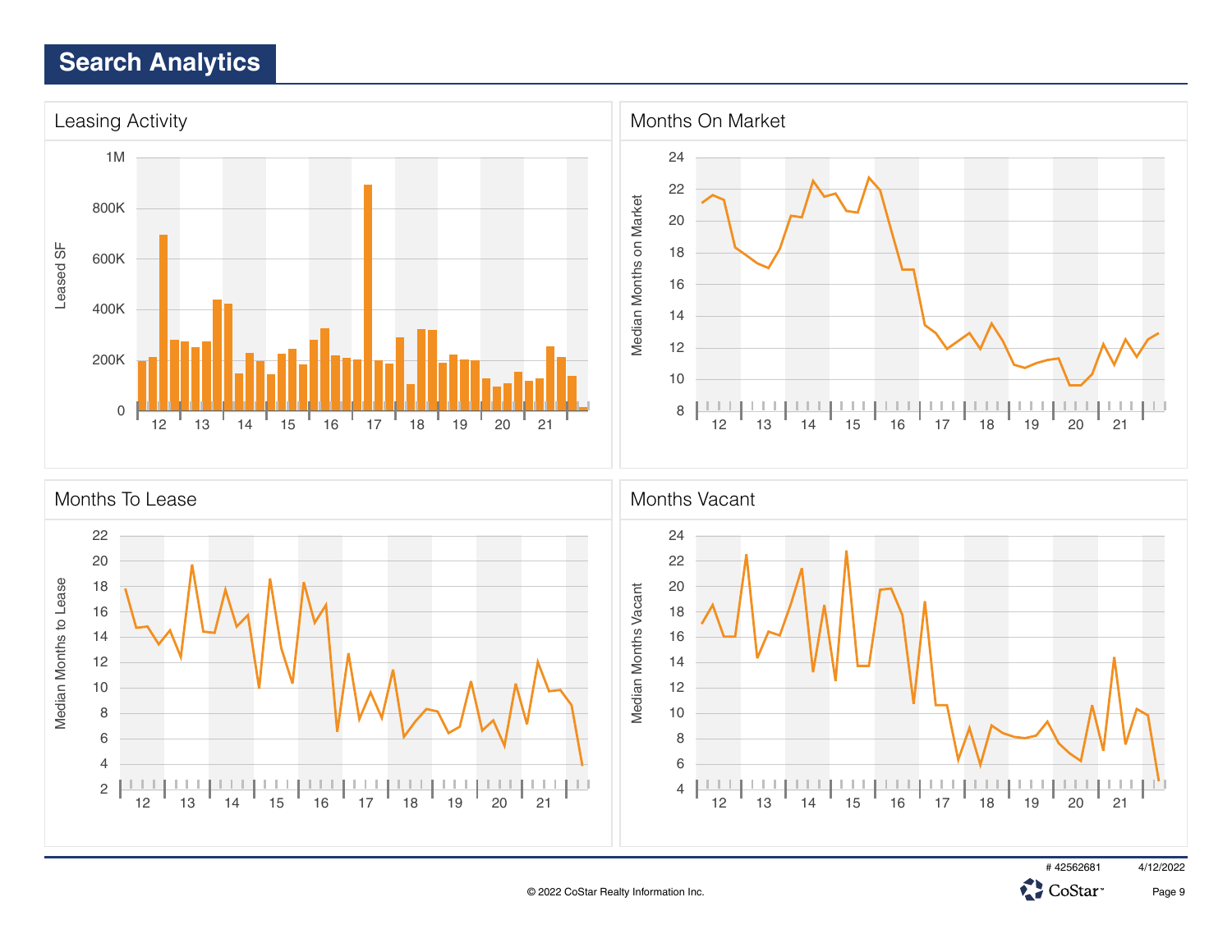# Search Analytics

## Leasing Activity

Leased SF

1M
800K
600K
400K
200K
0

12 13 14 15 16 17 18 19 20 21

## Months On Market

Median Months on Market

24
22
20
18
16
14
12
10
8

12 13 14 15 16 17 18 19 20 21

## Months To Lease

Median Months to Lease

22
20
18
16
14
12
10
8
6
4
2

12 13 14 15 16 17 18 19 20 21

## Months Vacant

Median Months Vacant

24
22
20
18
16
14
12
10
8
6
4

12 13 14 15 16 17 18 19 20 21

# 42562681 4/12/2022

© 2022 CoStar Realty Information Inc.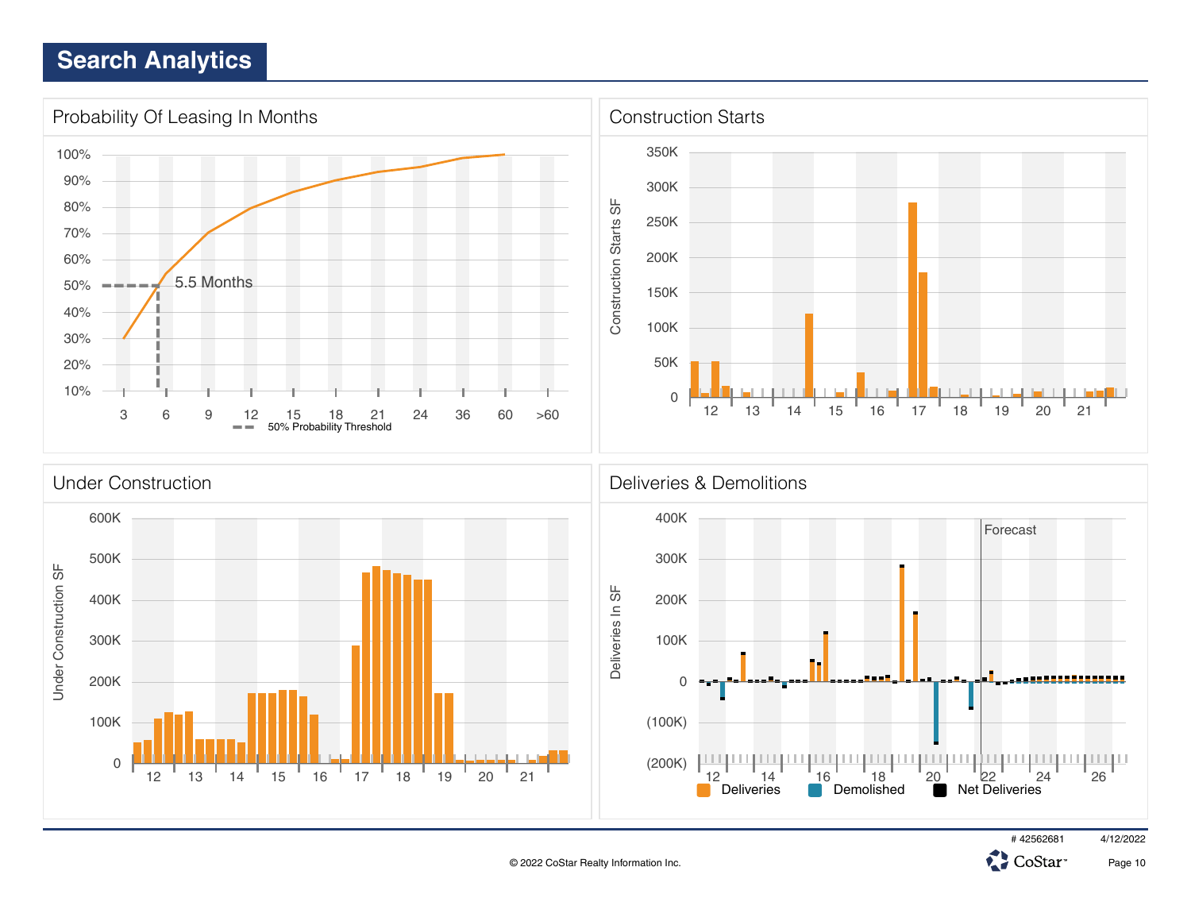# Search Analytics

## Probability Of Leasing In Months

100%
90%
80%
70%
60%
50%
40%
30%
20%
10%

5.5 Months

3 6 9 12 15 18 21 24 36 60 >60

50% Probability Threshold

## Construction Starts

Construction Starts SF

350K
300K
250K
200K
150K
100K
50K
0

12 13 14 15 16 17 18 19 20 21

## Under Construction

Under Construction SF

600K
500K
400K
300K
200K
100K
0

12 13 14 15 16 17 18 19 20 21

## Deliveries & Demolitions

Deliveries In SF

Forecast

400K
300K
200K
100K
0
(100K)
(200K)

12 14 16 18 20 22 24 26

Deliveries Demolished Net Deliveries

# 42562681 4/12/2022

© 2022 CoStar Realty Information Inc.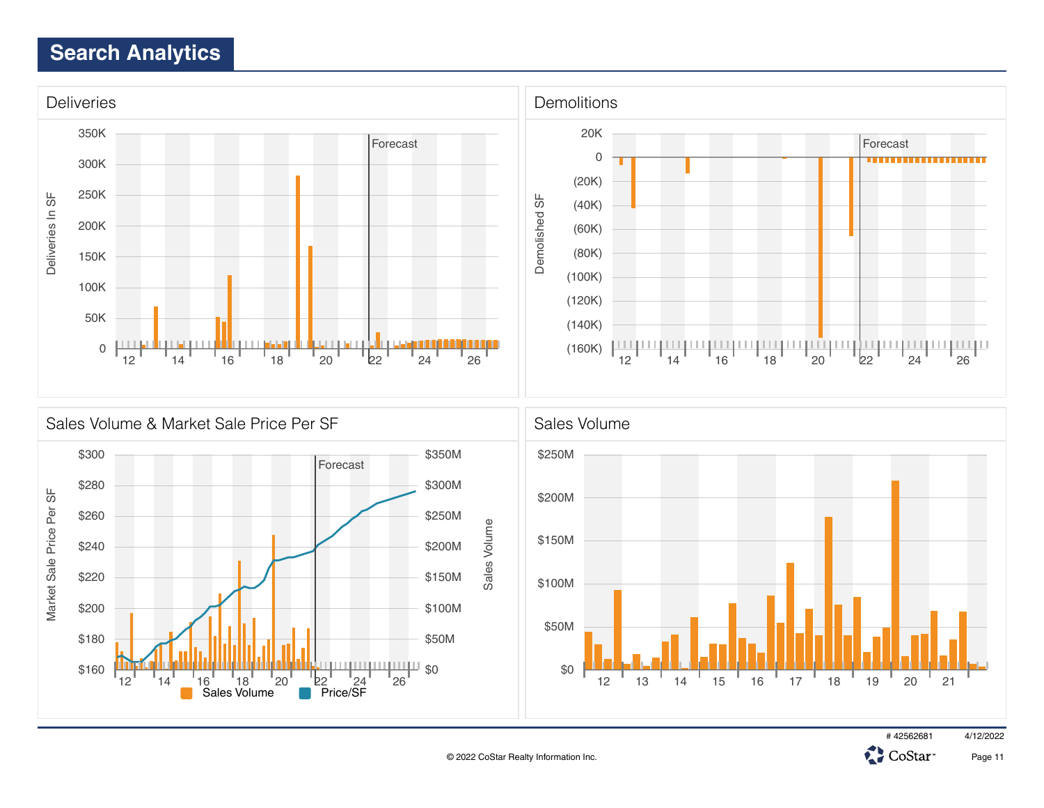# Search Analytics

## Deliveries

Deliveries In SF

350K, 300K, 250K, 200K, 150K, 100K, 50K, 0

Forecast

12, 14, 16, 18, 20, 22, 24, 26

## Demolitions

Demolished SF

20K, 0, (20K), (40K), (60K), (80K), (100K), (120K), (140K), (160K)

Forecast

12, 14, 16, 18, 20, 22, 24, 26

## Sales Volume & Market Sale Price Per SF

Market Sale Price Per SF

$300, $280, $260, $240, $220, $200, $180, $160

Sales Volume

$350M, $300M, $250M, $200M, $150M, $100M, $50M, $0

Forecast

12, 14, 16, 18, 20, 22, 24, 26

Sales Volume   Price/SF

## Sales Volume

$250M, $200M, $150M, $100M, $50M, $0

12, 13, 14, 15, 16, 17, 18, 19, 20, 21

# 42562681   4/12/2022

© 2022 CoStar Realty Information Inc.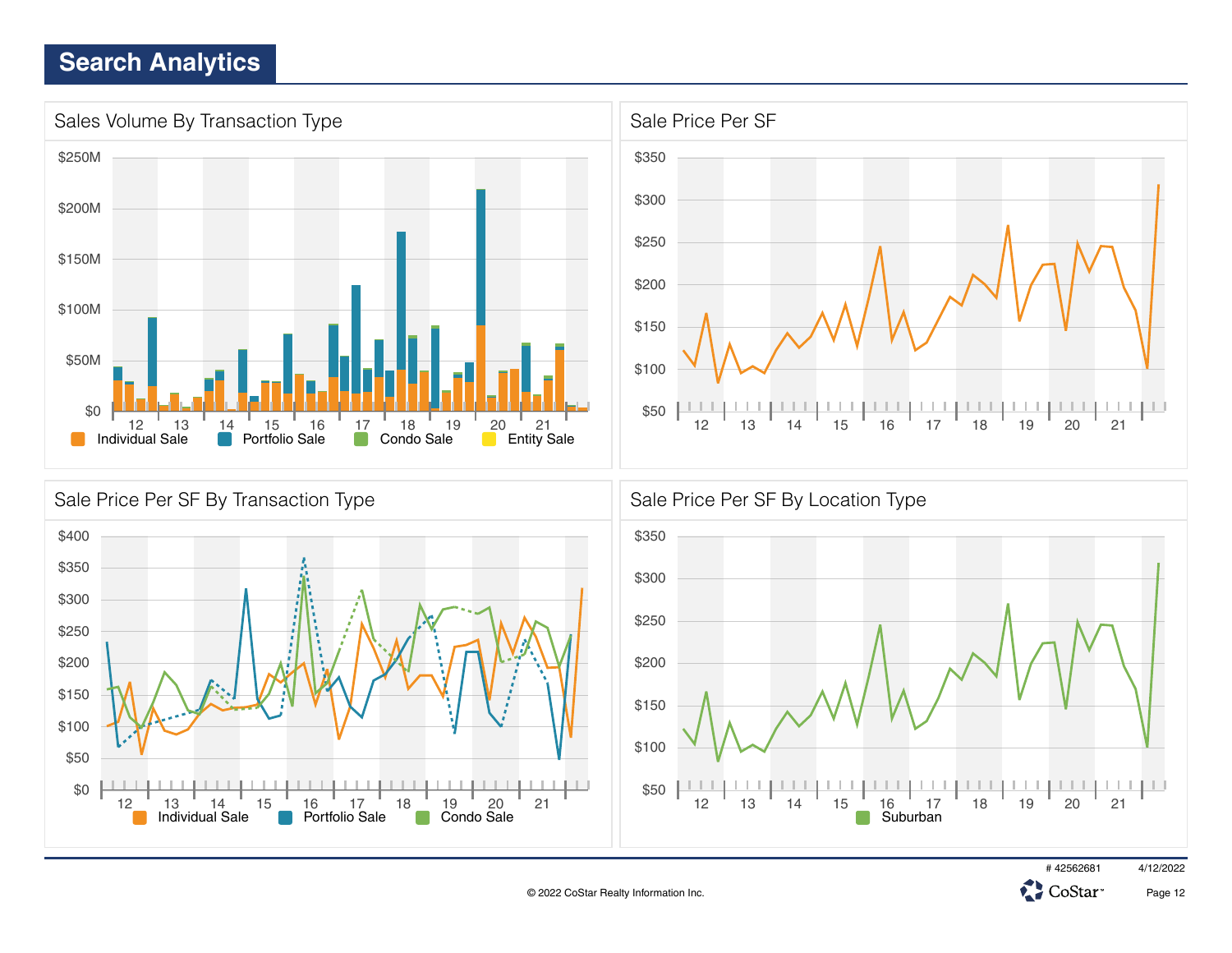## Search Analytics

### Sales Volume By Transaction Type

$250M
$200M
$150M
$100M
$50M
$0

12 13 14 15 16 17 18 19 20 21

Individual Sale · Portfolio Sale · Condo Sale · Entity Sale

### Sale Price Per SF

$350
$300
$250
$200
$150
$100
$50

12 13 14 15 16 17 18 19 20 21

### Sale Price Per SF By Transaction Type

$400
$350
$300
$250
$200
$150
$100
$50
$0

12 13 14 15 16 17 18 19 20 21

Individual Sale · Portfolio Sale · Condo Sale

### Sale Price Per SF By Location Type

$350
$300
$250
$200
$150
$100
$50

12 13 14 15 16 17 18 19 20 21

Suburban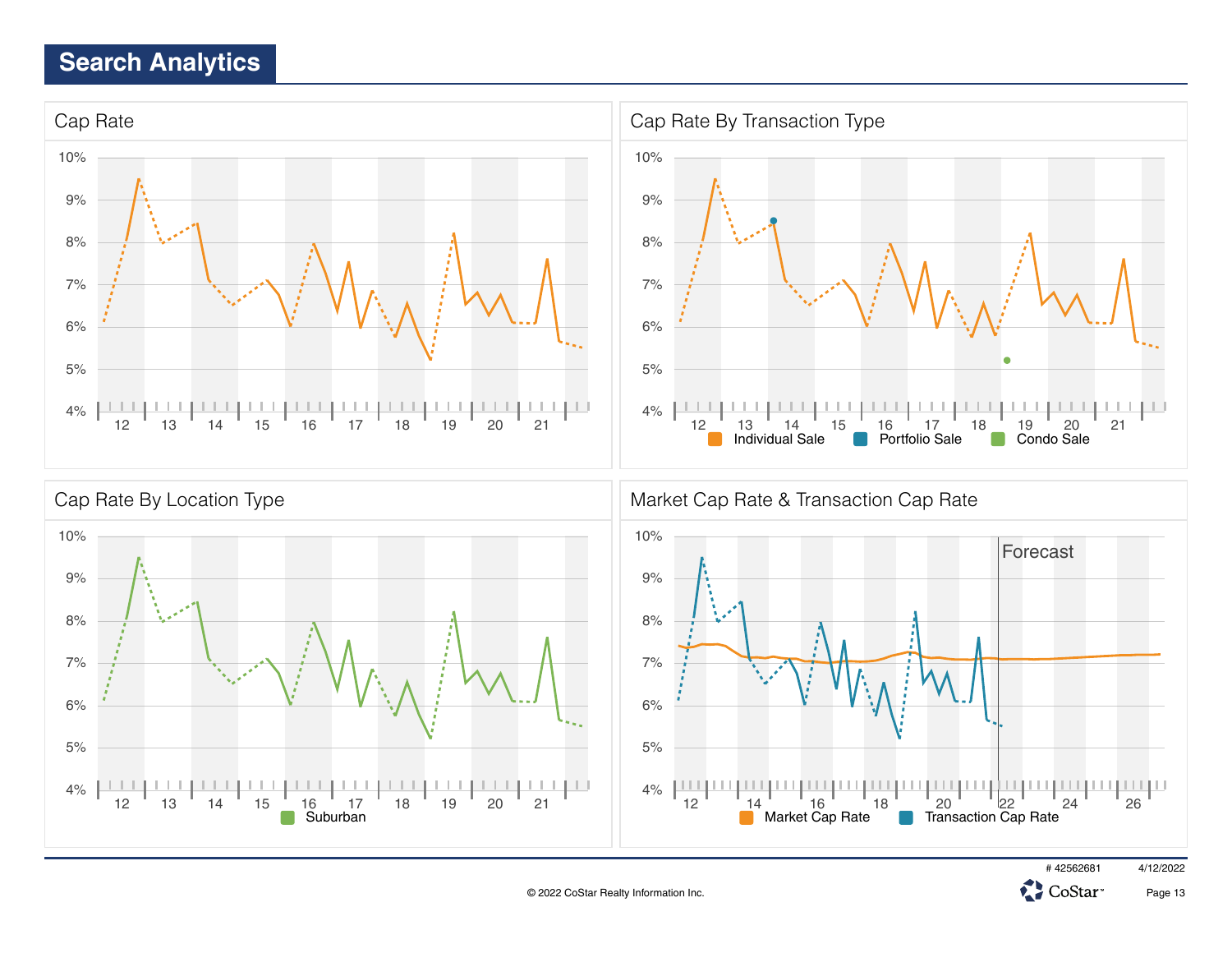# Search Analytics

## Cap Rate

10%
9%
8%
7%
6%
5%
4%

12 13 14 15 16 17 18 19 20 21

## Cap Rate By Transaction Type

10%
9%
8%
7%
6%
5%
4%

12 13 14 15 16 17 18 19 20 21

Individual Sale Portfolio Sale Condo Sale

## Cap Rate By Location Type

10%
9%
8%
7%
6%
5%
4%

12 13 14 15 16 17 18 19 20 21

Suburban

## Market Cap Rate & Transaction Cap Rate

10%
9%
8%
7%
6%
5%
4%

Forecast

12 14 16 18 20 22 24 26

Market Cap Rate Transaction Cap Rate

# 42562681 4/12/2022

© 2022 CoStar Realty Information Inc.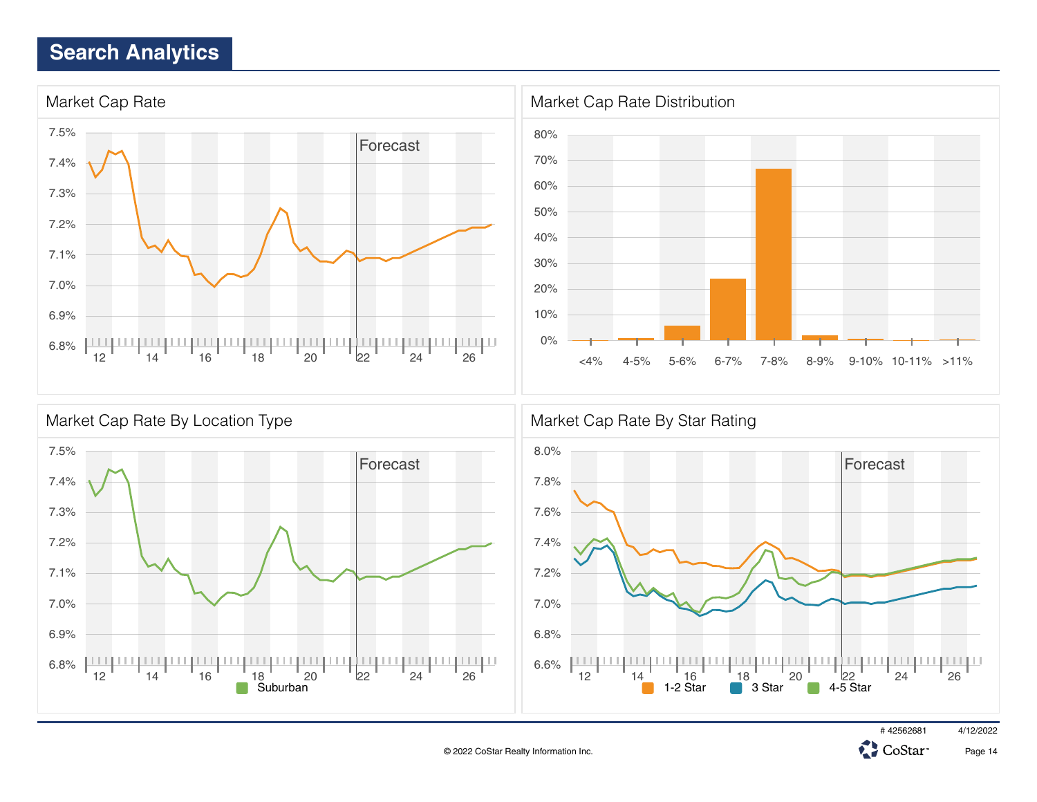# Search Analytics

## Market Cap Rate

7.5%
7.4%
7.3%
7.2%
7.1%
7.0%
6.9%
6.8%

12 14 16 18 20 22 24 26

Forecast

## Market Cap Rate Distribution

80%
70%
60%
50%
40%
30%
20%
10%
0%

<4% 4-5% 5-6% 6-7% 7-8% 8-9% 9-10% 10-11% >11%

## Market Cap Rate By Location Type

7.5%
7.4%
7.3%
7.2%
7.1%
7.0%
6.9%
6.8%

12 14 16 18 20 22 24 26

Forecast

Suburban

## Market Cap Rate By Star Rating

8.0%
7.8%
7.6%
7.4%
7.2%
7.0%
6.8%
6.6%

12 14 16 18 20 22 24 26

Forecast

1-2 Star 3 Star 4-5 Star

# 42562681 4/12/2022

© 2022 CoStar Realty Information Inc.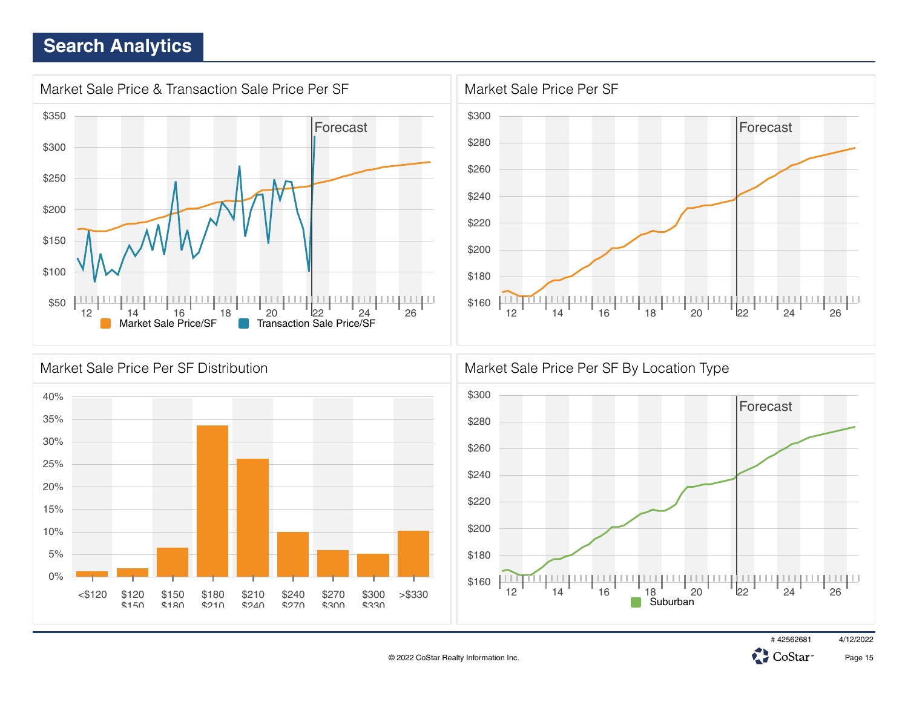# Search Analytics

## Market Sale Price & Transaction Sale Price Per SF

$350
$300
$250
$200
$150
$100
$50

Forecast

12 14 16 18 20 22 24 26

Market Sale Price/SF   Transaction Sale Price/SF

## Market Sale Price Per SF

$300
$280
$260
$240
$220
$200
$180
$160

Forecast

12 14 16 18 20 22 24 26

## Market Sale Price Per SF Distribution

40%
35%
30%
25%
20%
15%
10%
5%
0%

<$120   $120 $150   $150 $180   $180 $210   $210 $240   $240 $270   $270 $300   $300 $330   >$330

## Market Sale Price Per SF By Location Type

$300
$280
$260
$240
$220
$200
$180
$160

Forecast

12 14 16 18 20 22 24 26

Suburban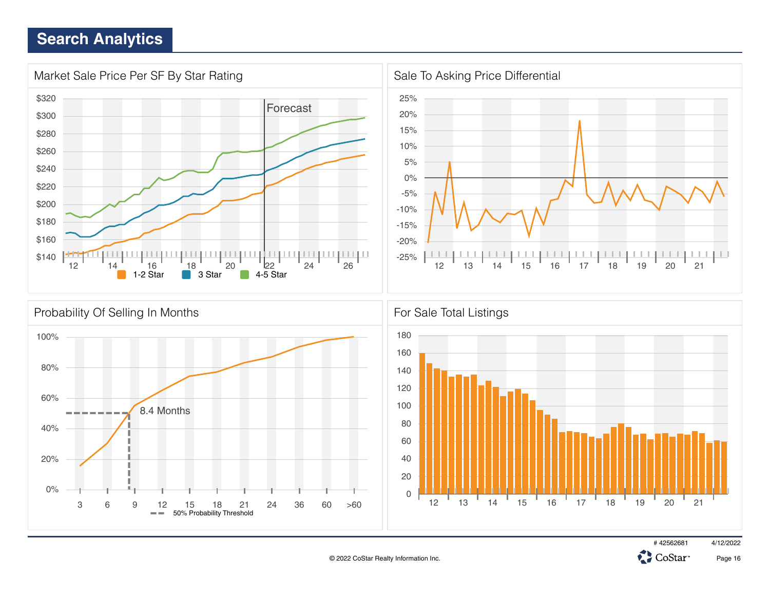# Search Analytics

## Market Sale Price Per SF By Star Rating

$320
$300
$280
$260
$240
$220
$200
$180
$160
$140

Forecast

12 14 16 18 20 22 24 26

1-2 Star   3 Star   4-5 Star

## Sale To Asking Price Differential

25%
20%
15%
10%
5%
0%
-5%
-10%
-15%
-20%
-25%

12 13 14 15 16 17 18 19 20 21

## Probability Of Selling In Months

100%
80%
60%
40%
20%
0%

8.4 Months

3 6 9 12 15 18 21 24 36 60 >60

50% Probability Threshold

## For Sale Total Listings

180
160
140
120
100
80
60
40
20
0

12 13 14 15 16 17 18 19 20 21

# 42562681 4/12/2022

© 2022 CoStar Realty Information Inc.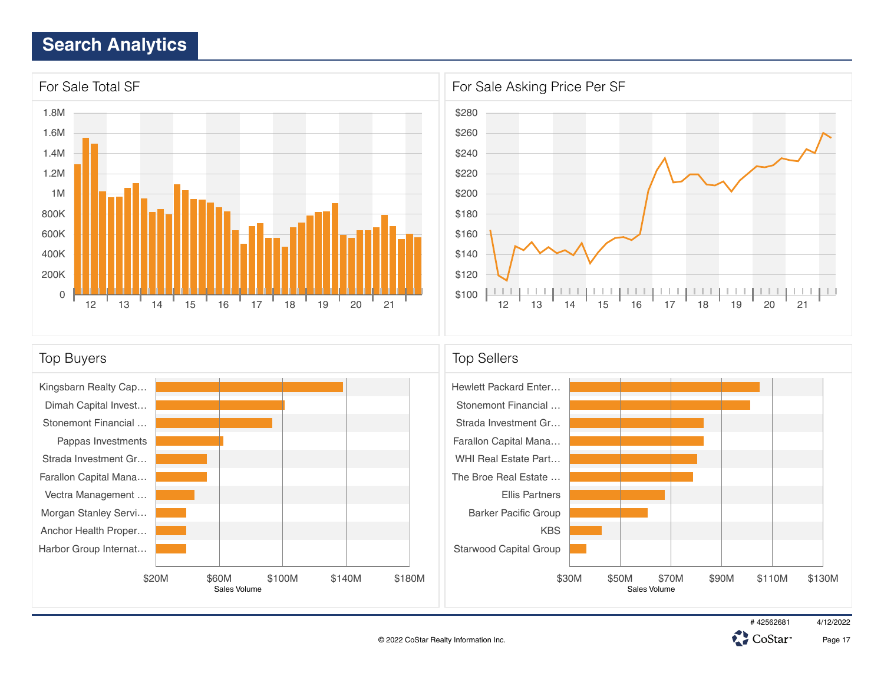# Search Analytics

## For Sale Total SF

Y-axis: 0, 200K, 400K, 600K, 800K, 1M, 1.2M, 1.4M, 1.6M, 1.8M

X-axis: 12, 13, 14, 15, 16, 17, 18, 19, 20, 21

## For Sale Asking Price Per SF

Y-axis: $100, $120, $140, $160, $180, $200, $220, $240, $260, $280

X-axis: 12, 13, 14, 15, 16, 17, 18, 19, 20, 21

## Top Buyers

- Kingsbarn Realty Cap…
- Dimah Capital Invest…
- Stonemont Financial …
- Pappas Investments
- Strada Investment Gr…
- Farallon Capital Mana…
- Vectra Management …
- Morgan Stanley Servi…
- Anchor Health Proper…
- Harbor Group Internat…

X-axis (Sales Volume): $20M, $60M, $100M, $140M, $180M

## Top Sellers

- Hewlett Packard Enter…
- Stonemont Financial …
- Strada Investment Gr…
- Farallon Capital Mana…
- WHI Real Estate Part…
- The Broe Real Estate …
- Ellis Partners
- Barker Pacific Group
- KBS
- Starwood Capital Group

X-axis (Sales Volume): $30M, $50M, $70M, $90M, $110M, $130M

# 42562681 4/12/2022

© 2022 CoStar Realty Information Inc.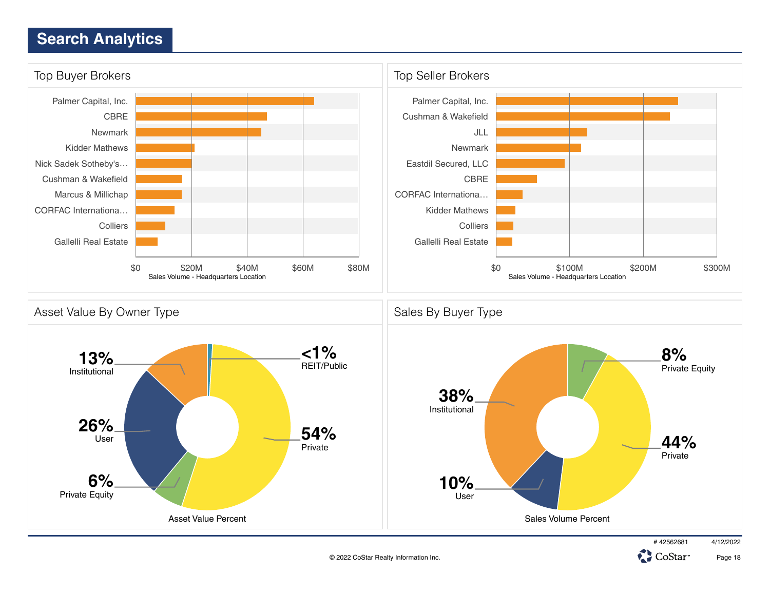# Search Analytics

## Top Buyer Brokers

- Palmer Capital, Inc.
- CBRE
- Newmark
- Kidder Mathews
- Nick Sadek Sotheby's...
- Cushman & Wakefield
- Marcus & Millichap
- CORFAC Internationa...
- Colliers
- Gallelli Real Estate

$0 | $20M | $40M | $60M | $80M

Sales Volume - Headquarters Location

## Top Seller Brokers

- Palmer Capital, Inc.
- Cushman & Wakefield
- JLL
- Newmark
- Eastdil Secured, LLC
- CBRE
- CORFAC Internationa...
- Kidder Mathews
- Colliers
- Gallelli Real Estate

$0 | $100M | $200M | $300M

Sales Volume - Headquarters Location

## Asset Value By Owner Type

| Owner Type | Percent |
|---|---|
| Institutional | 13% |
| User | 26% |
| Private Equity | 6% |
| REIT/Public | <1% |
| Private | 54% |

Asset Value Percent

## Sales By Buyer Type

| Buyer Type | Percent |
|---|---|
| Institutional | 38% |
| User | 10% |
| Private Equity | 8% |
| Private | 44% |

Sales Volume Percent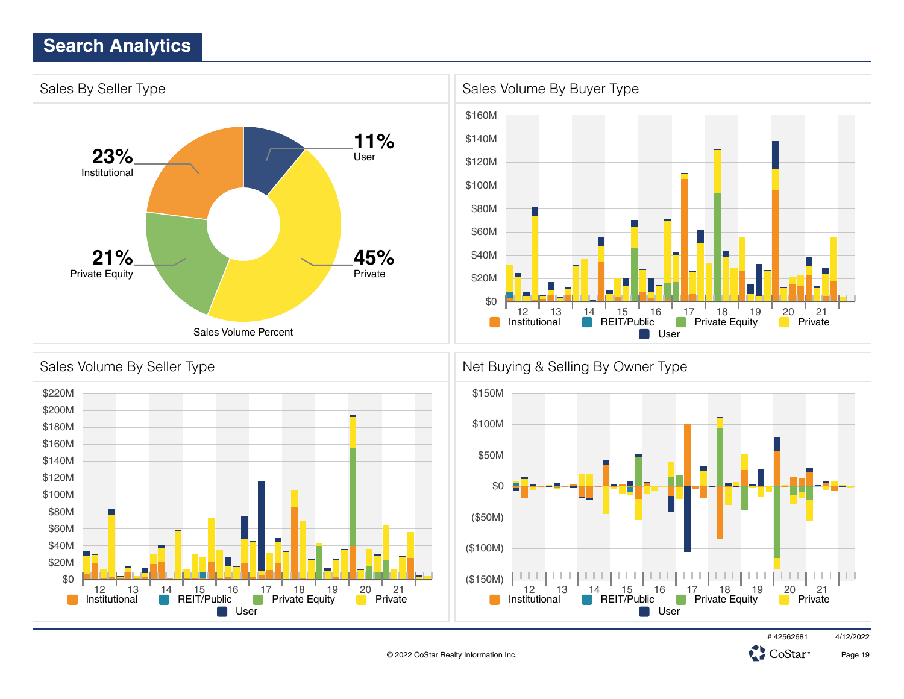# Search Analytics

## Sales By Seller Type

23% Institutional

11% User

21% Private Equity

45% Private

Sales Volume Percent

## Sales Volume By Buyer Type

$160M
$140M
$120M
$100M
$80M
$60M
$40M
$20M
$0

12 13 14 15 16 17 18 19 20 21

Institutional REIT/Public Private Equity Private User

## Sales Volume By Seller Type

$220M
$200M
$180M
$160M
$140M
$120M
$100M
$80M
$60M
$40M
$20M
$0

12 13 14 15 16 17 18 19 20 21

Institutional REIT/Public Private Equity Private User

## Net Buying & Selling By Owner Type

$150M
$100M
$50M
$0
($50M)
($100M)
($150M)

12 13 14 15 16 17 18 19 20 21

Institutional REIT/Public Private Equity Private User

# 42562681 4/12/2022

© 2022 CoStar Realty Information Inc.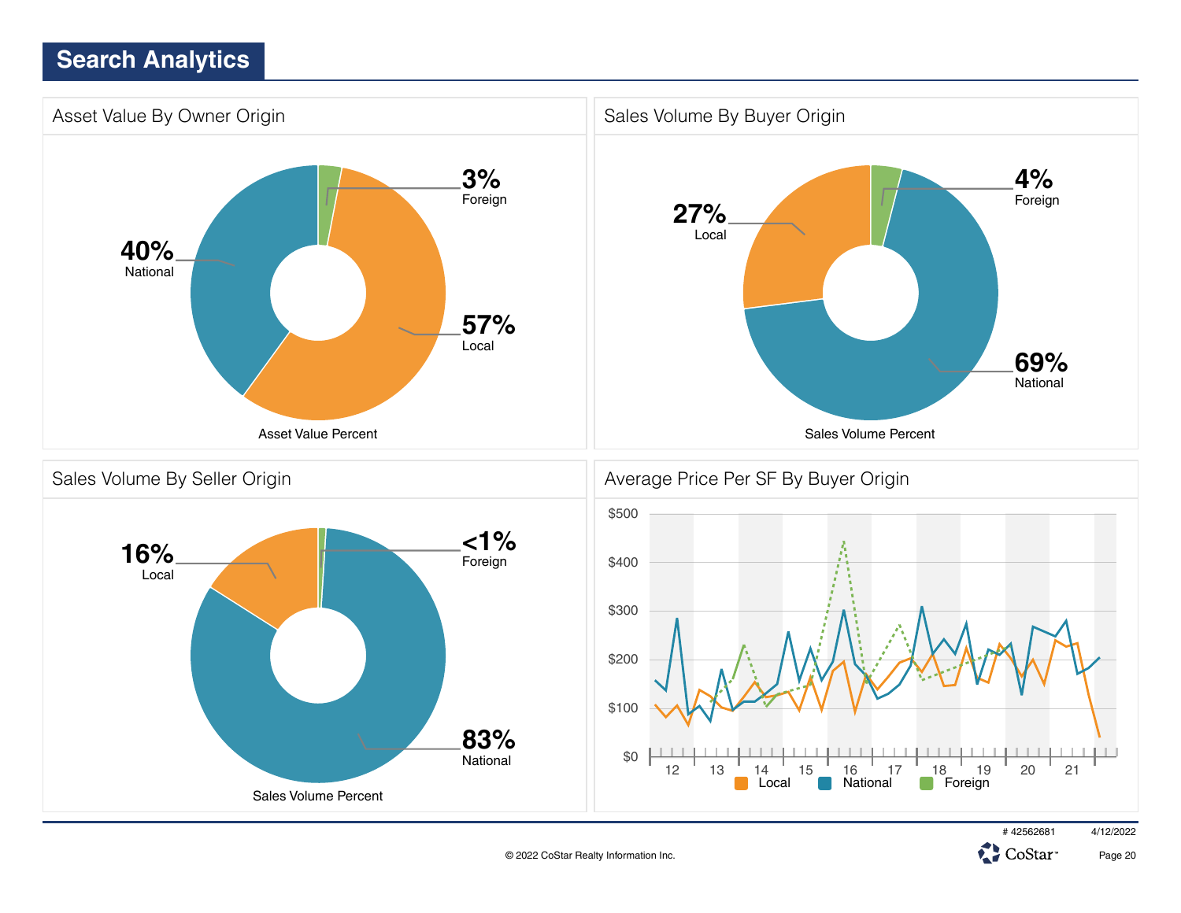# Search Analytics

## Asset Value By Owner Origin

- 3% Foreign
- 57% Local
- 40% National

Asset Value Percent

## Sales Volume By Buyer Origin

- 4% Foreign
- 27% Local
- 69% National

Sales Volume Percent

## Sales Volume By Seller Origin

- <1% Foreign
- 16% Local
- 83% National

Sales Volume Percent

## Average Price Per SF By Buyer Origin

$500
$400
$300
$200
$100
$0

12 13 14 15 16 17 18 19 20 21

Local National Foreign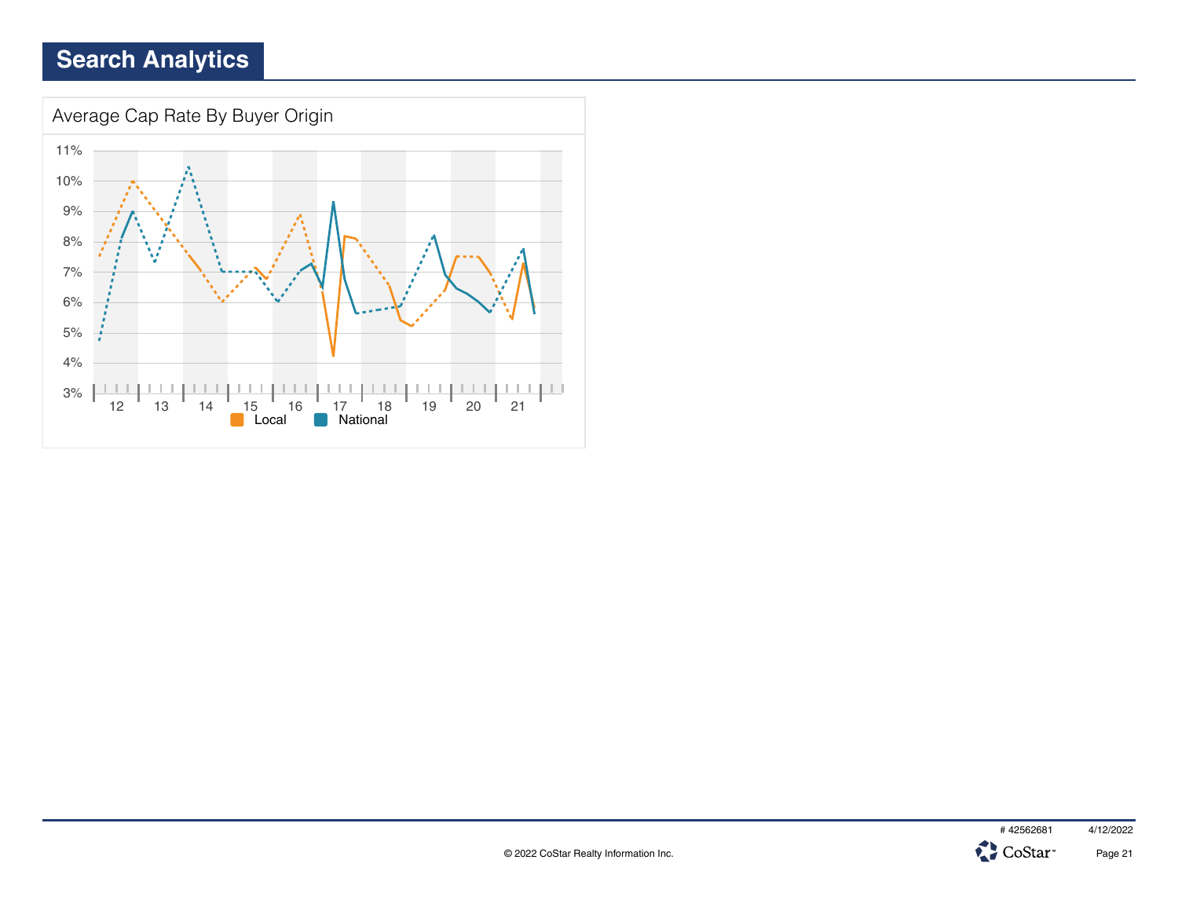# Search Analytics

## Average Cap Rate By Buyer Origin

11%
10%
9%
8%
7%
6%
5%
4%
3%

12 13 14 15 16 17 18 19 20 21

Local National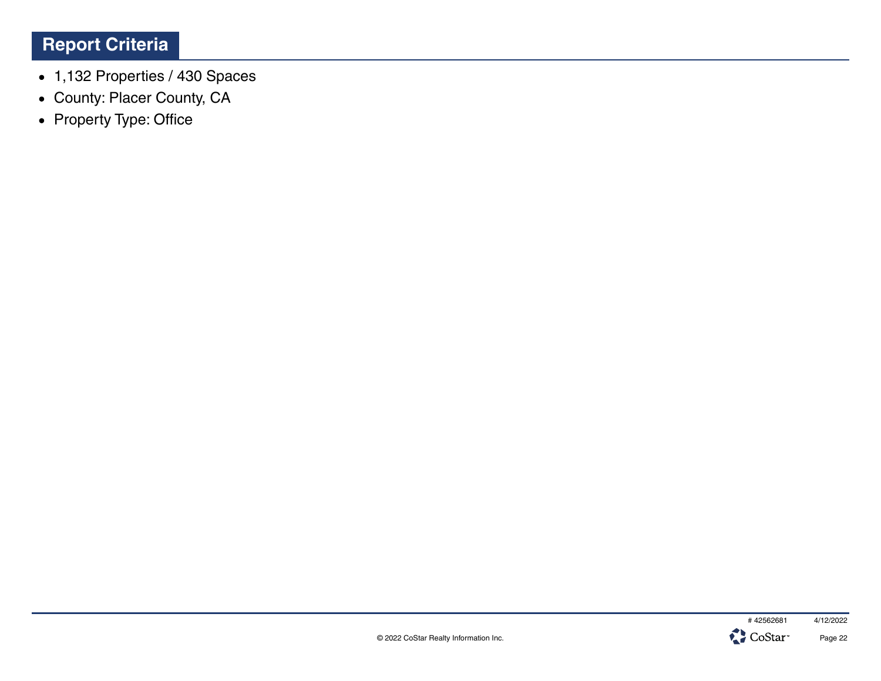## Report Criteria

- 1,132 Properties / 430 Spaces
- County: Placer County, CA
- Property Type: Office